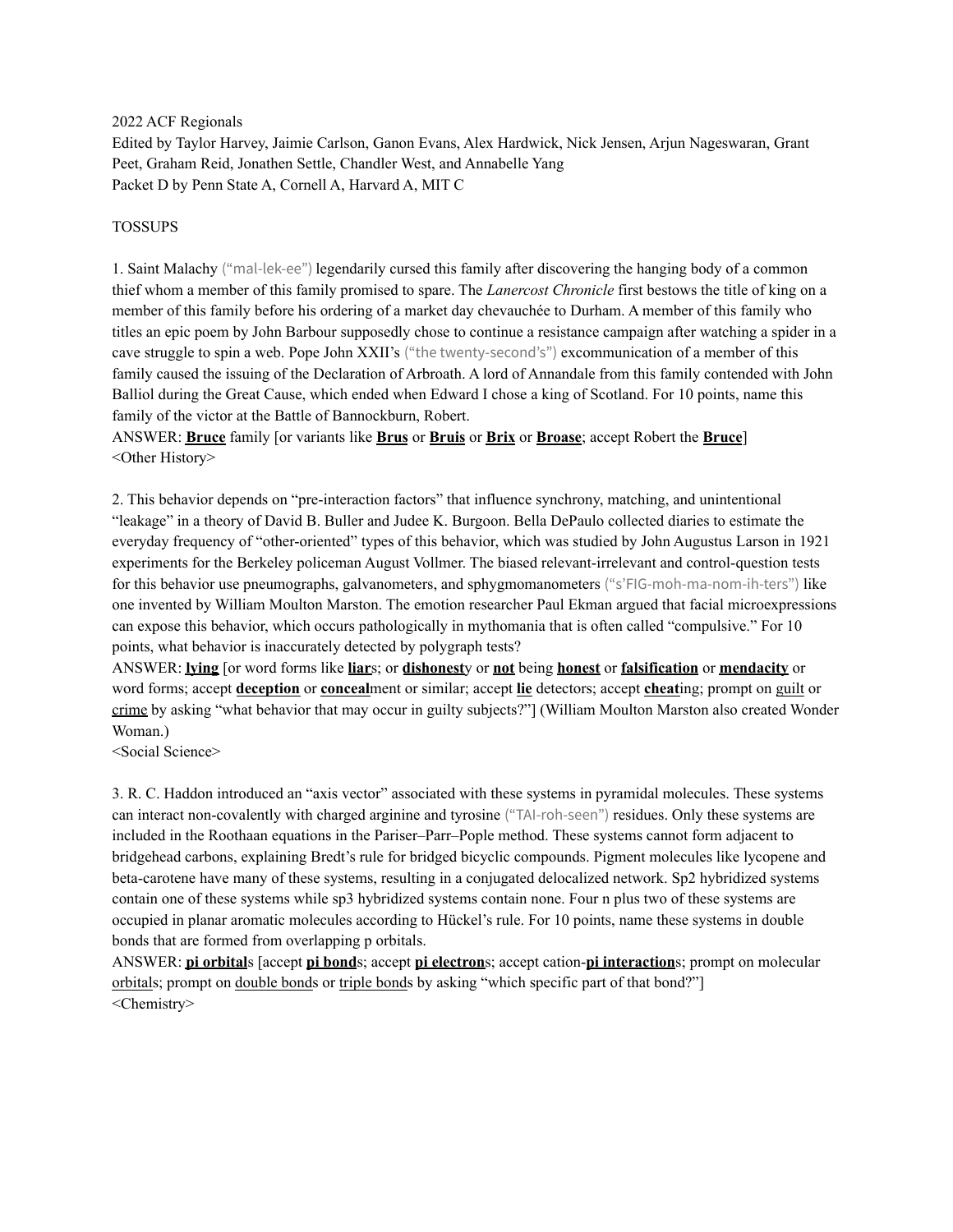2022 ACF Regionals

Edited by Taylor Harvey, Jaimie Carlson, Ganon Evans, Alex Hardwick, Nick Jensen, Arjun Nageswaran, Grant Peet, Graham Reid, Jonathen Settle, Chandler West, and Annabelle Yang

Packet D by Penn State A, Cornell A, Harvard A, MIT C

TOSSUPS

1. Saint Malachy ("mal-lek-ee") legendarily cursed this family after discovering the hanging body of a common thief whom a member of this family promised to spare. The *Lanercost Chronicle* first bestows the title of king on a member of this family before his ordering of a market day chevauchée to Durham. A member of this family who titles an epic poem by John Barbour supposedly chose to continue a resistance campaign after watching a spider in a cave struggle to spin a web. Pope John XXII's ("the twenty-second's") excommunication of a member of this family caused the issuing of the Declaration of Arbroath. A lord of Annandale from this family contended with John Balliol during the Great Cause, which ended when Edward I chose a king of Scotland. For 10 points, name this family of the victor at the Battle of Bannockburn, Robert.

ANSWER: **Bruce** family [or variants like **Brus** or **Bruis** or **Brix** or **Broase**; accept Robert the **Bruce**]

<Other History>

2. This behavior depends on "pre-interaction factors" that influence synchrony, matching, and unintentional "leakage" in a theory of David B. Buller and Judee K. Burgoon. Bella DePaulo collected diaries to estimate the everyday frequency of "other-oriented" types of this behavior, which was studied by John Augustus Larson in 1921 experiments for the Berkeley policeman August Vollmer. The biased relevant-irrelevant and control-question tests for this behavior use pneumographs, galvanometers, and sphygmomanometers ("s'FIG-moh-ma-nom-ih-ters") like one invented by William Moulton Marston. The emotion researcher Paul Ekman argued that facial microexpressions can expose this behavior, which occurs pathologically in mythomania that is often called "compulsive." For 10 points, what behavior is inaccurately detected by polygraph tests?

ANSWER: **lying** [or word forms like **liar**s; or **dishonest**y or **not** being **honest** or **falsification** or **mendacity** or word forms; accept **deception** or **conceal**ment or similar; accept **lie** detectors; accept **cheat**ing; prompt on guilt or crime by asking "what behavior that may occur in guilty subjects?"] (William Moulton Marston also created Wonder Woman.)

<Social Science>

3. R. C. Haddon introduced an "axis vector" associated with these systems in pyramidal molecules. These systems can interact non-covalently with charged arginine and tyrosine ("TAI-roh-seen") residues. Only these systems are included in the Roothaan equations in the Pariser–Parr–Pople method. These systems cannot form adjacent to bridgehead carbons, explaining Bredt's rule for bridged bicyclic compounds. Pigment molecules like lycopene and beta-carotene have many of these systems, resulting in a conjugated delocalized network. Sp2 hybridized systems contain one of these systems while sp3 hybridized systems contain none. Four n plus two of these systems are occupied in planar aromatic molecules according to Hückel's rule. For 10 points, name these systems in double bonds that are formed from overlapping p orbitals.

ANSWER: **pi orbital**s [accept **pi bond**s; accept **pi electron**s; accept cation-**pi interaction**s; prompt on molecular orbitals; prompt on double bonds or triple bonds by asking "which specific part of that bond?"]

<Chemistry>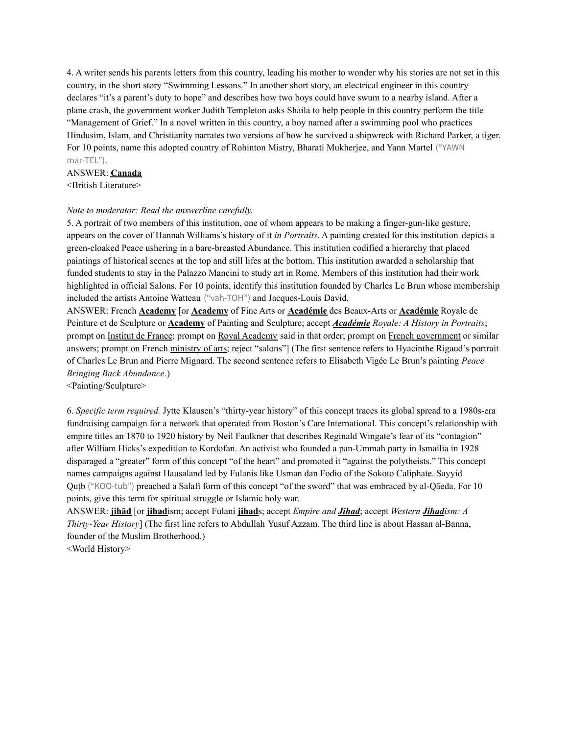4. A writer sends his parents letters from this country, leading his mother to wonder why his stories are not set in this country, in the short story "Swimming Lessons." In another short story, an electrical engineer in this country declares "it's a parent's duty to hope" and describes how two boys could have swum to a nearby island. After a plane crash, the government worker Judith Templeton asks Shaila to help people in this country perform the title "Management of Grief." In a novel written in this country, a boy named after a swimming pool who practices Hindusim, Islam, and Christianity narrates two versions of how he survived a shipwreck with Richard Parker, a tiger. For 10 points, name this adopted country of Rohinton Mistry, Bharati Mukherjee, and Yann Martel ("YAWN mar-TEL").

ANSWER: **Canada**

<British Literature>

*Note to moderator: Read the answerline carefully.*

5. A portrait of two members of this institution, one of whom appears to be making a finger-gun-like gesture, appears on the cover of Hannah Williams's history of it *in Portraits*. A painting created for this institution depicts a green-cloaked Peace ushering in a bare-breasted Abundance. This institution codified a hierarchy that placed paintings of historical scenes at the top and still lifes at the bottom. This institution awarded a scholarship that funded students to stay in the Palazzo Mancini to study art in Rome. Members of this institution had their work highlighted in official Salons. For 10 points, identify this institution founded by Charles Le Brun whose membership included the artists Antoine Watteau ("vah-TOH") and Jacques-Louis David.

ANSWER: French **Academy** [or **Academy** of Fine Arts or **Académie** des Beaux-Arts or **Académie** Royale de Peinture et de Sculpture or **Academy** of Painting and Sculpture; accept ***Académie*** *Royale: A History in Portraits*; prompt on Institut de France; prompt on Royal Academy said in that order; prompt on French government or similar answers; prompt on French ministry of arts; reject "salons"] (The first sentence refers to Hyacinthe Rigaud's portrait of Charles Le Brun and Pierre Mignard. The second sentence refers to Elisabeth Vigée Le Brun's painting *Peace Bringing Back Abundance*.)

<Painting/Sculpture>

6. *Specific term required.* Jytte Klausen's "thirty-year history" of this concept traces its global spread to a 1980s-era fundraising campaign for a network that operated from Boston's Care International. This concept's relationship with empire titles an 1870 to 1920 history by Neil Faulkner that describes Reginald Wingate's fear of its "contagion" after William Hicks's expedition to Kordofan. An activist who founded a pan-Ummah party in Ismailia in 1928 disparaged a "greater" form of this concept "of the heart" and promoted it "against the polytheists." This concept names campaigns against Hausaland led by Fulanis like Usman dan Fodio of the Sokoto Caliphate. Sayyid Quṭb ("KOO-tub") preached a Salafi form of this concept "of the sword" that was embraced by al-Qāeda. For 10 points, give this term for spiritual struggle or Islamic holy war.

ANSWER: **jihād** [or **jihad**ism; accept Fulani **jihad**s; accept *Empire and **Jihad***; accept *Western **Jihad**ism: A Thirty-Year History*] (The first line refers to Abdullah Yusuf Azzam. The third line is about Hassan al-Banna, founder of the Muslim Brotherhood.)

<World History>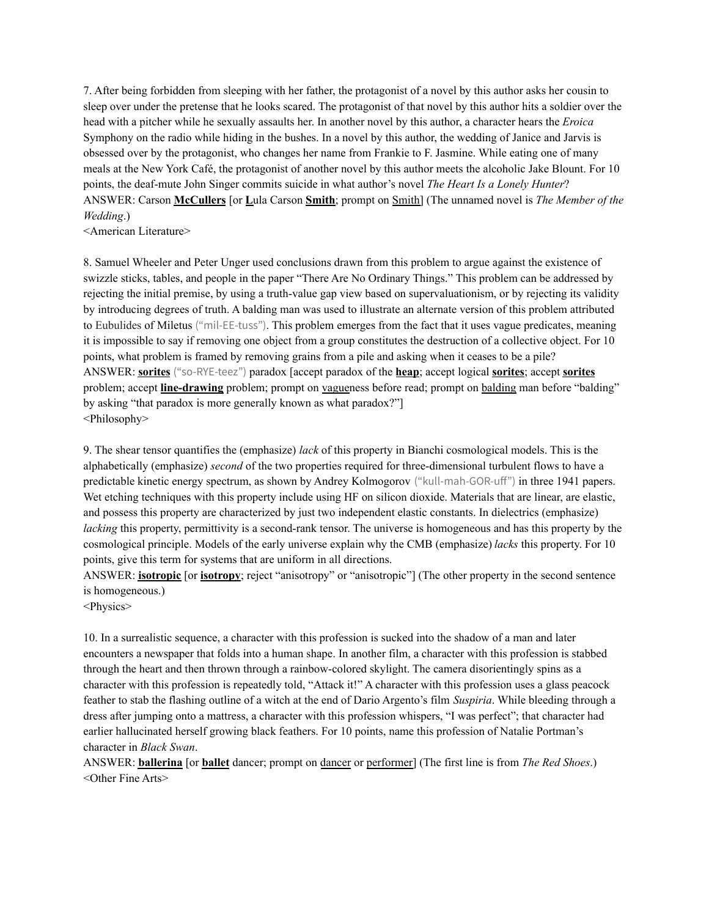7. After being forbidden from sleeping with her father, the protagonist of a novel by this author asks her cousin to sleep over under the pretense that he looks scared. The protagonist of that novel by this author hits a soldier over the head with a pitcher while he sexually assaults her. In another novel by this author, a character hears the *Eroica* Symphony on the radio while hiding in the bushes. In a novel by this author, the wedding of Janice and Jarvis is obsessed over by the protagonist, who changes her name from Frankie to F. Jasmine. While eating one of many meals at the New York Café, the protagonist of another novel by this author meets the alcoholic Jake Blount. For 10 points, the deaf-mute John Singer commits suicide in what author's novel *The Heart Is a Lonely Hunter*?

ANSWER: Carson **McCullers** [or **L**ula Carson **Smith**; prompt on Smith] (The unnamed novel is *The Member of the Wedding*.)

<American Literature>

8. Samuel Wheeler and Peter Unger used conclusions drawn from this problem to argue against the existence of swizzle sticks, tables, and people in the paper "There Are No Ordinary Things." This problem can be addressed by rejecting the initial premise, by using a truth-value gap view based on supervaluationism, or by rejecting its validity by introducing degrees of truth. A balding man was used to illustrate an alternate version of this problem attributed to Eubulides of Miletus ("mil-EE-tuss"). This problem emerges from the fact that it uses vague predicates, meaning it is impossible to say if removing one object from a group constitutes the destruction of a collective object. For 10 points, what problem is framed by removing grains from a pile and asking when it ceases to be a pile?

ANSWER: **sorites** ("so-RYE-teez") paradox [accept paradox of the **heap**; accept logical **sorites**; accept **sorites** problem; accept **line-drawing** problem; prompt on vagueness before read; prompt on balding man before "balding" by asking "that paradox is more generally known as what paradox?"]

<Philosophy>

9. The shear tensor quantifies the (emphasize) *lack* of this property in Bianchi cosmological models. This is the alphabetically (emphasize) *second* of the two properties required for three-dimensional turbulent flows to have a predictable kinetic energy spectrum, as shown by Andrey Kolmogorov ("kull-mah-GOR-uff") in three 1941 papers. Wet etching techniques with this property include using HF on silicon dioxide. Materials that are linear, are elastic, and possess this property are characterized by just two independent elastic constants. In dielectrics (emphasize) *lacking* this property, permittivity is a second-rank tensor. The universe is homogeneous and has this property by the cosmological principle. Models of the early universe explain why the CMB (emphasize) *lacks* this property. For 10 points, give this term for systems that are uniform in all directions.

ANSWER: **isotropic** [or **isotropy**; reject "anisotropy" or "anisotropic"] (The other property in the second sentence is homogeneous.)

<Physics>

10. In a surrealistic sequence, a character with this profession is sucked into the shadow of a man and later encounters a newspaper that folds into a human shape. In another film, a character with this profession is stabbed through the heart and then thrown through a rainbow-colored skylight. The camera disorientingly spins as a character with this profession is repeatedly told, "Attack it!" A character with this profession uses a glass peacock feather to stab the flashing outline of a witch at the end of Dario Argento's film *Suspiria*. While bleeding through a dress after jumping onto a mattress, a character with this profession whispers, "I was perfect"; that character had earlier hallucinated herself growing black feathers. For 10 points, name this profession of Natalie Portman's character in *Black Swan*.

ANSWER: **ballerina** [or **ballet** dancer; prompt on dancer or performer] (The first line is from *The Red Shoes*.)

<Other Fine Arts>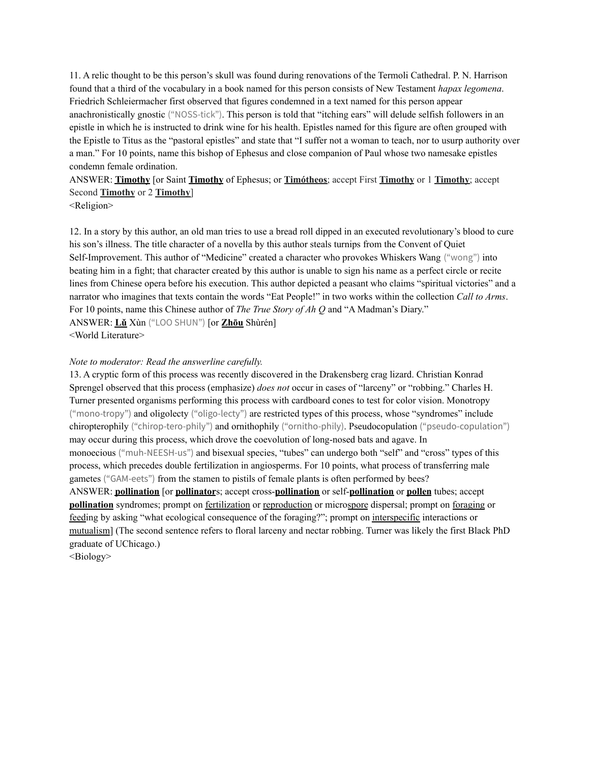11. A relic thought to be this person's skull was found during renovations of the Termoli Cathedral. P. N. Harrison found that a third of the vocabulary in a book named for this person consists of New Testament *hapax legomena*. Friedrich Schleiermacher first observed that figures condemned in a text named for this person appear anachronistically gnostic ("NOSS-tick"). This person is told that "itching ears" will delude selfish followers in an epistle in which he is instructed to drink wine for his health. Epistles named for this figure are often grouped with the Epistle to Titus as the "pastoral epistles" and state that "I suffer not a woman to teach, nor to usurp authority over a man." For 10 points, name this bishop of Ephesus and close companion of Paul whose two namesake epistles condemn female ordination.

ANSWER: **Timothy** [or Saint **Timothy** of Ephesus; or **Timótheos**; accept First **Timothy** or 1 **Timothy**; accept Second **Timothy** or 2 **Timothy**]

<Religion>

12. In a story by this author, an old man tries to use a bread roll dipped in an executed revolutionary's blood to cure his son's illness. The title character of a novella by this author steals turnips from the Convent of Quiet Self-Improvement. This author of "Medicine" created a character who provokes Whiskers Wang ("wong") into beating him in a fight; that character created by this author is unable to sign his name as a perfect circle or recite lines from Chinese opera before his execution. This author depicted a peasant who claims "spiritual victories" and a narrator who imagines that texts contain the words "Eat People!" in two works within the collection *Call to Arms*. For 10 points, name this Chinese author of *The True Story of Ah Q* and "A Madman's Diary."

ANSWER: **Lǔ** Xùn ("LOO SHUN") [or **Zhōu** Shùrén]

<World Literature>

*Note to moderator: Read the answerline carefully.*

13. A cryptic form of this process was recently discovered in the Drakensberg crag lizard. Christian Konrad Sprengel observed that this process (emphasize) *does not* occur in cases of "larceny" or "robbing." Charles H. Turner presented organisms performing this process with cardboard cones to test for color vision. Monotropy ("mono-tropy") and oligolecty ("oligo-lecty") are restricted types of this process, whose "syndromes" include chiropterophily ("chirop-tero-phily") and ornithophily ("ornitho-phily). Pseudocopulation ("pseudo-copulation") may occur during this process, which drove the coevolution of long-nosed bats and agave. In monoecious ("muh-NEESH-us") and bisexual species, "tubes" can undergo both "self" and "cross" types of this process, which precedes double fertilization in angiosperms. For 10 points, what process of transferring male gametes ("GAM-eets") from the stamen to pistils of female plants is often performed by bees?

ANSWER: **pollination** [or **pollinator**s; accept cross-**pollination** or self-**pollination** or **pollen** tubes; accept **pollination** syndromes; prompt on fertilization or reproduction or microspore dispersal; prompt on foraging or feeding by asking "what ecological consequence of the foraging?"; prompt on interspecific interactions or mutualism] (The second sentence refers to floral larceny and nectar robbing. Turner was likely the first Black PhD graduate of UChicago.)

<Biology>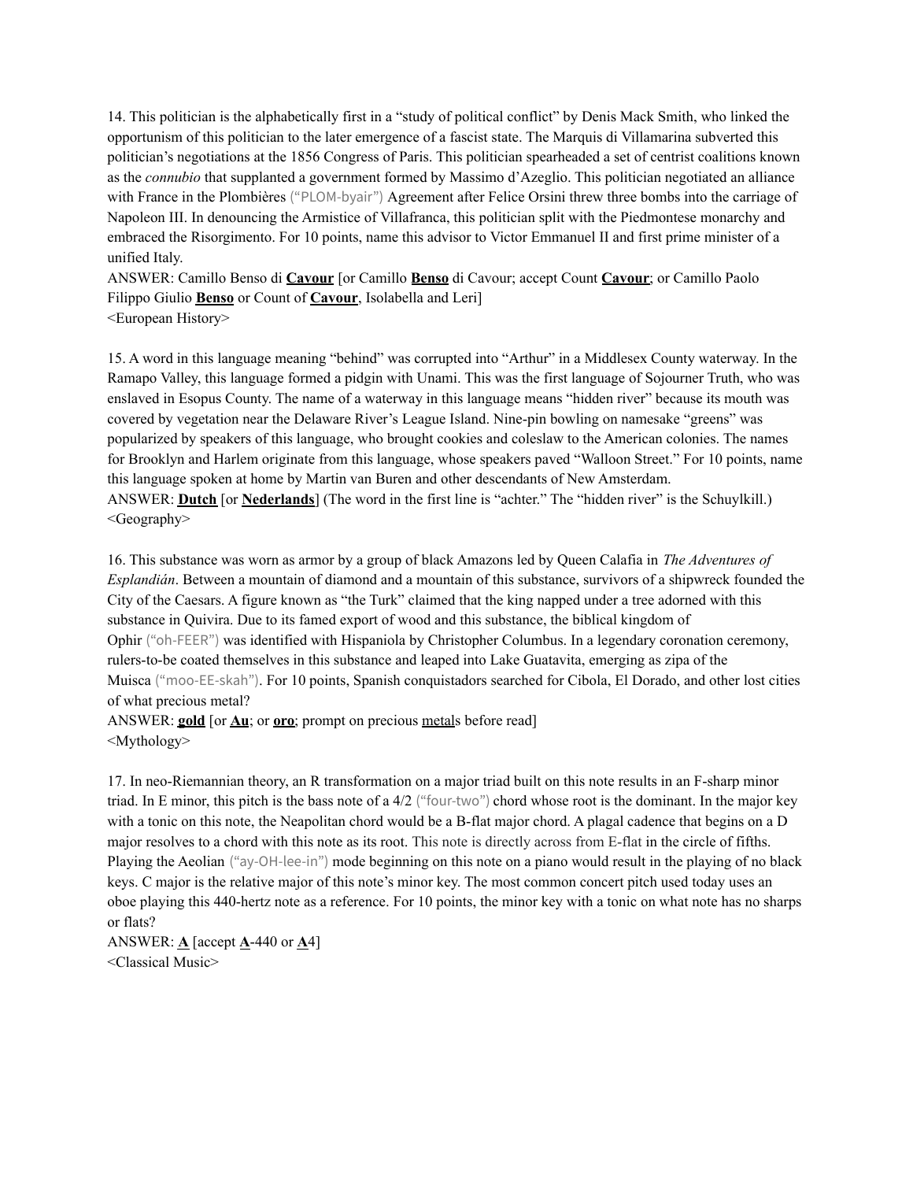14. This politician is the alphabetically first in a "study of political conflict" by Denis Mack Smith, who linked the opportunism of this politician to the later emergence of a fascist state. The Marquis di Villamarina subverted this politician's negotiations at the 1856 Congress of Paris. This politician spearheaded a set of centrist coalitions known as the *connubio* that supplanted a government formed by Massimo d'Azeglio. This politician negotiated an alliance with France in the Plombières ("PLOM-byair") Agreement after Felice Orsini threw three bombs into the carriage of Napoleon III. In denouncing the Armistice of Villafranca, this politician split with the Piedmontese monarchy and embraced the Risorgimento. For 10 points, name this advisor to Victor Emmanuel II and first prime minister of a unified Italy.

ANSWER: Camillo Benso di **Cavour** [or Camillo **Benso** di Cavour; accept Count **Cavour**; or Camillo Paolo Filippo Giulio **Benso** or Count of **Cavour**, Isolabella and Leri]

<European History>

15. A word in this language meaning "behind" was corrupted into "Arthur" in a Middlesex County waterway. In the Ramapo Valley, this language formed a pidgin with Unami. This was the first language of Sojourner Truth, who was enslaved in Esopus County. The name of a waterway in this language means "hidden river" because its mouth was covered by vegetation near the Delaware River's League Island. Nine-pin bowling on namesake "greens" was popularized by speakers of this language, who brought cookies and coleslaw to the American colonies. The names for Brooklyn and Harlem originate from this language, whose speakers paved "Walloon Street." For 10 points, name this language spoken at home by Martin van Buren and other descendants of New Amsterdam.

ANSWER: **Dutch** [or **Nederlands**] (The word in the first line is "achter." The "hidden river" is the Schuylkill.)

<Geography>

16. This substance was worn as armor by a group of black Amazons led by Queen Calafia in *The Adventures of Esplandián*. Between a mountain of diamond and a mountain of this substance, survivors of a shipwreck founded the City of the Caesars. A figure known as "the Turk" claimed that the king napped under a tree adorned with this substance in Quivira. Due to its famed export of wood and this substance, the biblical kingdom of Ophir ("oh-FEER") was identified with Hispaniola by Christopher Columbus. In a legendary coronation ceremony, rulers-to-be coated themselves in this substance and leaped into Lake Guatavita, emerging as zipa of the Muisca ("moo-EE-skah"). For 10 points, Spanish conquistadors searched for Cibola, El Dorado, and other lost cities of what precious metal?

ANSWER: **gold** [or **Au**; or **oro**; prompt on precious metals before read]

<Mythology>

17. In neo-Riemannian theory, an R transformation on a major triad built on this note results in an F-sharp minor triad. In E minor, this pitch is the bass note of a 4/2 ("four-two") chord whose root is the dominant. In the major key with a tonic on this note, the Neapolitan chord would be a B-flat major chord. A plagal cadence that begins on a D major resolves to a chord with this note as its root. This note is directly across from E-flat in the circle of fifths. Playing the Aeolian ("ay-OH-lee-in") mode beginning on this note on a piano would result in the playing of no black keys. C major is the relative major of this note's minor key. The most common concert pitch used today uses an oboe playing this 440-hertz note as a reference. For 10 points, the minor key with a tonic on what note has no sharps or flats?

ANSWER: **A** [accept **A**-440 or **A**4]

<Classical Music>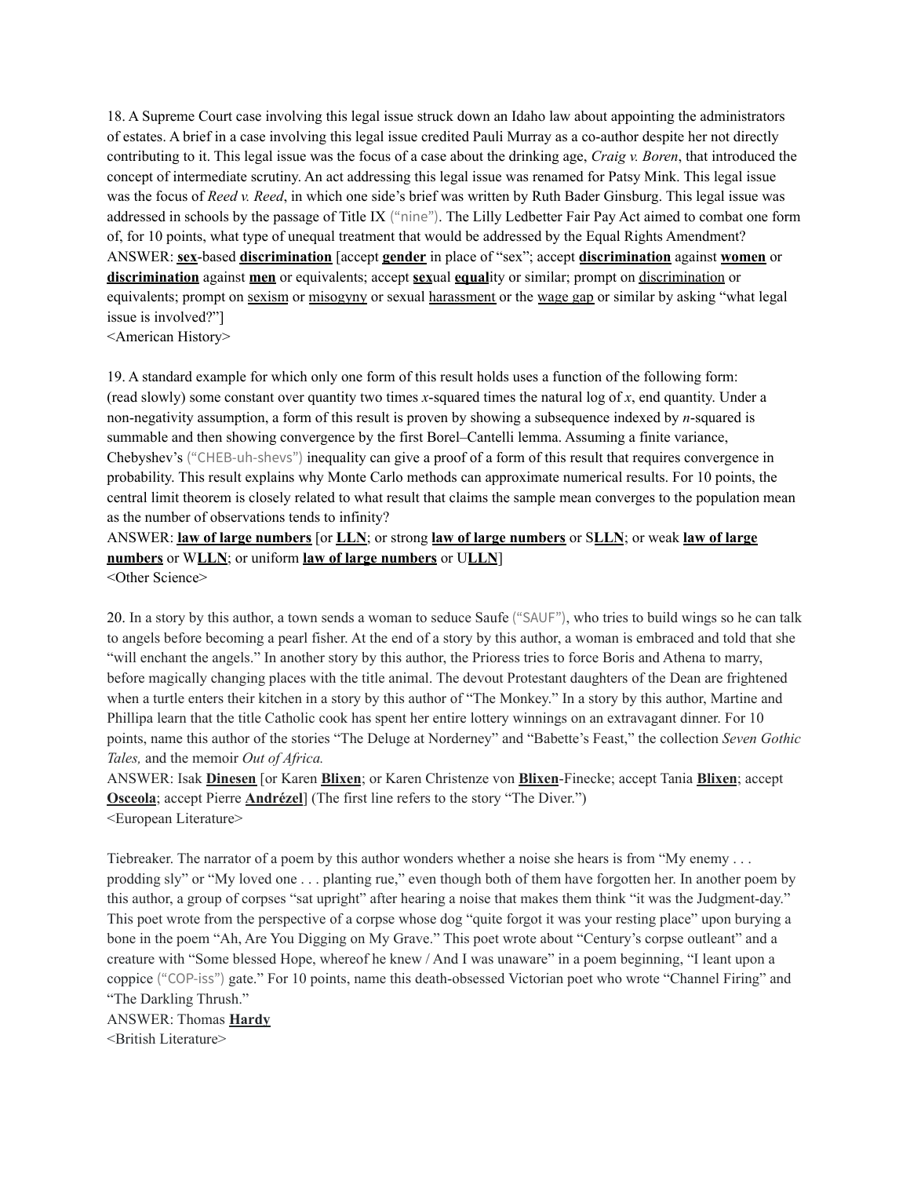18. A Supreme Court case involving this legal issue struck down an Idaho law about appointing the administrators of estates. A brief in a case involving this legal issue credited Pauli Murray as a co-author despite her not directly contributing to it. This legal issue was the focus of a case about the drinking age, *Craig v. Boren*, that introduced the concept of intermediate scrutiny. An act addressing this legal issue was renamed for Patsy Mink. This legal issue was the focus of *Reed v. Reed*, in which one side's brief was written by Ruth Bader Ginsburg. This legal issue was addressed in schools by the passage of Title IX ("nine"). The Lilly Ledbetter Fair Pay Act aimed to combat one form of, for 10 points, what type of unequal treatment that would be addressed by the Equal Rights Amendment?
ANSWER: **sex**-based **discrimination** [accept **gender** in place of "sex"; accept **discrimination** against **women** or **discrimination** against **men** or equivalents; accept **sex**ual **equal**ity or similar; prompt on discrimination or equivalents; prompt on sexism or misogyny or sexual harassment or the wage gap or similar by asking "what legal issue is involved?"]
<American History>

19. A standard example for which only one form of this result holds uses a function of the following form: (read slowly) some constant over quantity two times *x*-squared times the natural log of *x*, end quantity. Under a non-negativity assumption, a form of this result is proven by showing a subsequence indexed by *n*-squared is summable and then showing convergence by the first Borel–Cantelli lemma. Assuming a finite variance, Chebyshev's ("CHEB-uh-shevs") inequality can give a proof of a form of this result that requires convergence in probability. This result explains why Monte Carlo methods can approximate numerical results. For 10 points, the central limit theorem is closely related to what result that claims the sample mean converges to the population mean as the number of observations tends to infinity?
ANSWER: **law of large numbers** [or **LLN**; or strong **law of large numbers** or S**LLN**; or weak **law of large numbers** or W**LLN**; or uniform **law of large numbers** or U**LLN**]
<Other Science>

20. In a story by this author, a town sends a woman to seduce Saufe ("SAUF"), who tries to build wings so he can talk to angels before becoming a pearl fisher. At the end of a story by this author, a woman is embraced and told that she "will enchant the angels." In another story by this author, the Prioress tries to force Boris and Athena to marry, before magically changing places with the title animal. The devout Protestant daughters of the Dean are frightened when a turtle enters their kitchen in a story by this author of "The Monkey." In a story by this author, Martine and Phillipa learn that the title Catholic cook has spent her entire lottery winnings on an extravagant dinner. For 10 points, name this author of the stories "The Deluge at Norderney" and "Babette's Feast," the collection *Seven Gothic Tales,* and the memoir *Out of Africa.*
ANSWER: Isak **Dinesen** [or Karen **Blixen**; or Karen Christenze von **Blixen**-Finecke; accept Tania **Blixen**; accept **Osceola**; accept Pierre **Andrézel**] (The first line refers to the story "The Diver.")
<European Literature>

Tiebreaker. The narrator of a poem by this author wonders whether a noise she hears is from "My enemy . . . prodding sly" or "My loved one . . . planting rue," even though both of them have forgotten her. In another poem by this author, a group of corpses "sat upright" after hearing a noise that makes them think "it was the Judgment-day." This poet wrote from the perspective of a corpse whose dog "quite forgot it was your resting place" upon burying a bone in the poem "Ah, Are You Digging on My Grave." This poet wrote about "Century's corpse outleant" and a creature with "Some blessed Hope, whereof he knew / And I was unaware" in a poem beginning, "I leant upon a coppice ("COP-iss") gate." For 10 points, name this death-obsessed Victorian poet who wrote "Channel Firing" and "The Darkling Thrush."
ANSWER: Thomas **Hardy**
<British Literature>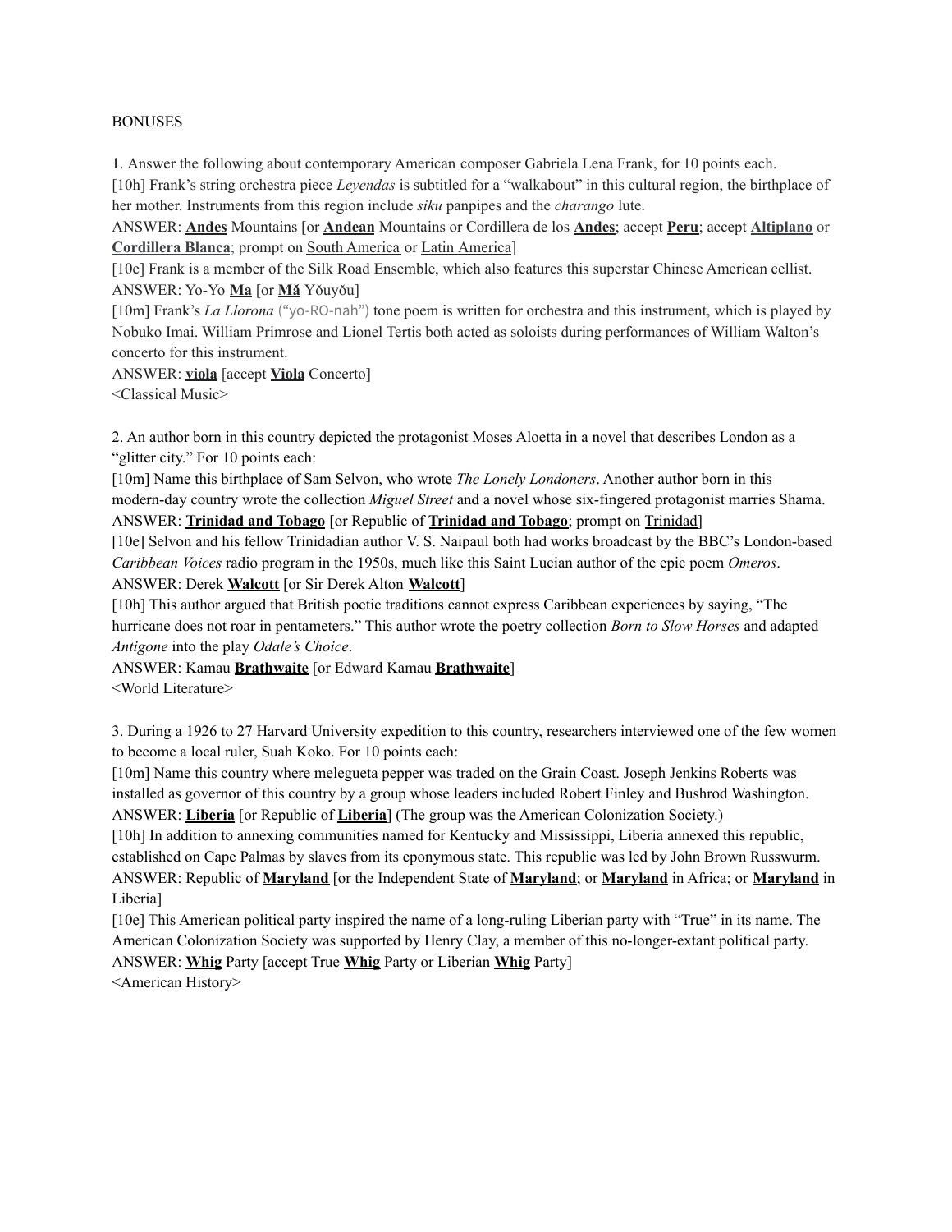BONUSES

1. Answer the following about contemporary American composer Gabriela Lena Frank, for 10 points each.

[10h] Frank's string orchestra piece *Leyendas* is subtitled for a "walkabout" in this cultural region, the birthplace of her mother. Instruments from this region include *siku* panpipes and the *charango* lute.

ANSWER: **Andes** Mountains [or **Andean** Mountains or Cordillera de los **Andes**; accept **Peru**; accept **Altiplano** or **Cordillera Blanca**; prompt on South America or Latin America]

[10e] Frank is a member of the Silk Road Ensemble, which also features this superstar Chinese American cellist.

ANSWER: Yo-Yo **Ma** [or **Mǎ** Yǒuyǒu]

[10m] Frank's *La Llorona* ("yo-RO-nah") tone poem is written for orchestra and this instrument, which is played by Nobuko Imai. William Primrose and Lionel Tertis both acted as soloists during performances of William Walton's concerto for this instrument.

ANSWER: **viola** [accept **Viola** Concerto]

<Classical Music>

2. An author born in this country depicted the protagonist Moses Aloetta in a novel that describes London as a "glitter city." For 10 points each:

[10m] Name this birthplace of Sam Selvon, who wrote *The Lonely Londoners*. Another author born in this modern-day country wrote the collection *Miguel Street* and a novel whose six-fingered protagonist marries Shama.

ANSWER: **Trinidad and Tobago** [or Republic of **Trinidad and Tobago**; prompt on Trinidad]

[10e] Selvon and his fellow Trinidadian author V. S. Naipaul both had works broadcast by the BBC's London-based *Caribbean Voices* radio program in the 1950s, much like this Saint Lucian author of the epic poem *Omeros*.

ANSWER: Derek **Walcott** [or Sir Derek Alton **Walcott**]

[10h] This author argued that British poetic traditions cannot express Caribbean experiences by saying, "The hurricane does not roar in pentameters." This author wrote the poetry collection *Born to Slow Horses* and adapted *Antigone* into the play *Odale's Choice*.

ANSWER: Kamau **Brathwaite** [or Edward Kamau **Brathwaite**]

<World Literature>

3. During a 1926 to 27 Harvard University expedition to this country, researchers interviewed one of the few women to become a local ruler, Suah Koko. For 10 points each:

[10m] Name this country where melegueta pepper was traded on the Grain Coast. Joseph Jenkins Roberts was installed as governor of this country by a group whose leaders included Robert Finley and Bushrod Washington.

ANSWER: **Liberia** [or Republic of **Liberia**] (The group was the American Colonization Society.)

[10h] In addition to annexing communities named for Kentucky and Mississippi, Liberia annexed this republic, established on Cape Palmas by slaves from its eponymous state. This republic was led by John Brown Russwurm.

ANSWER: Republic of **Maryland** [or the Independent State of **Maryland**; or **Maryland** in Africa; or **Maryland** in Liberia]

[10e] This American political party inspired the name of a long-ruling Liberian party with "True" in its name. The American Colonization Society was supported by Henry Clay, a member of this no-longer-extant political party.

ANSWER: **Whig** Party [accept True **Whig** Party or Liberian **Whig** Party]

<American History>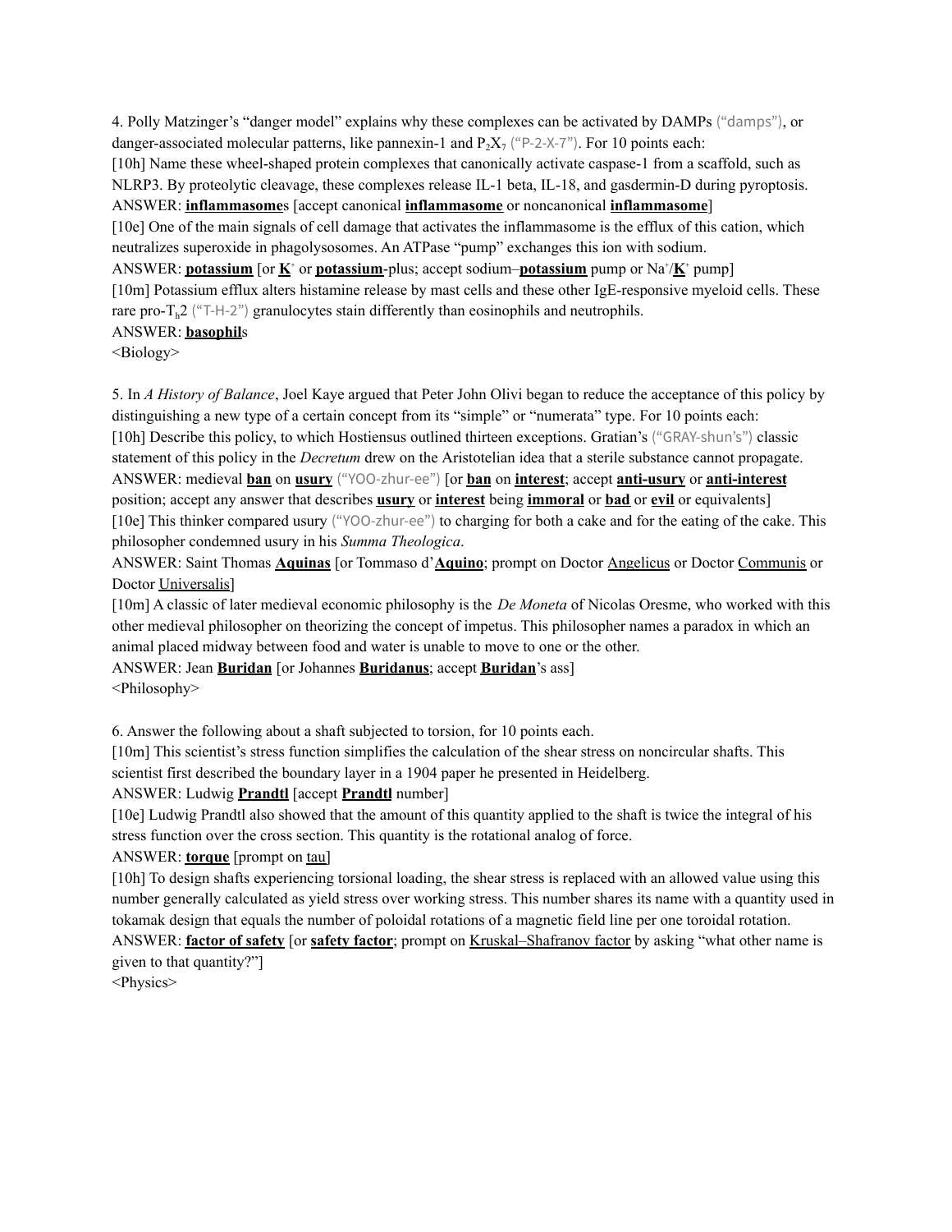4. Polly Matzinger's "danger model" explains why these complexes can be activated by DAMPs ("damps"), or danger-associated molecular patterns, like pannexin-1 and $P_2X_7$ ("P-2-X-7"). For 10 points each:

[10h] Name these wheel-shaped protein complexes that canonically activate caspase-1 from a scaffold, such as NLRP3. By proteolytic cleavage, these complexes release IL-1 beta, IL-18, and gasdermin-D during pyroptosis.

ANSWER: **inflammasome**s [accept canonical **inflammasome** or noncanonical **inflammasome**]

[10e] One of the main signals of cell damage that activates the inflammasome is the efflux of this cation, which neutralizes superoxide in phagolysosomes. An ATPase "pump" exchanges this ion with sodium.

ANSWER: **potassium** [or $\mathbf{K^+}$ or **potassium**-plus; accept sodium–**potassium** pump or $Na^+$/$\mathbf{K^+}$ pump]

[10m] Potassium efflux alters histamine release by mast cells and these other IgE-responsive myeloid cells. These rare pro-$T_h2$ ("T-H-2") granulocytes stain differently than eosinophils and neutrophils.

ANSWER: **basophil**s

<Biology>

5. In *A History of Balance*, Joel Kaye argued that Peter John Olivi began to reduce the acceptance of this policy by distinguishing a new type of a certain concept from its "simple" or "numerata" type. For 10 points each:

[10h] Describe this policy, to which Hostiensus outlined thirteen exceptions. Gratian's ("GRAY-shun's") classic statement of this policy in the *Decretum* drew on the Aristotelian idea that a sterile substance cannot propagate.

ANSWER: medieval **ban** on **usury** ("YOO-zhur-ee") [or **ban** on **interest**; accept **anti-usury** or **anti-interest** position; accept any answer that describes **usury** or **interest** being **immoral** or **bad** or **evil** or equivalents]

[10e] This thinker compared usury ("YOO-zhur-ee") to charging for both a cake and for the eating of the cake. This philosopher condemned usury in his *Summa Theologica*.

ANSWER: Saint Thomas **Aquinas** [or Tommaso d'**Aquino**; prompt on Doctor Angelicus or Doctor Communis or Doctor Universalis]

[10m] A classic of later medieval economic philosophy is the *De Moneta* of Nicolas Oresme, who worked with this other medieval philosopher on theorizing the concept of impetus. This philosopher names a paradox in which an animal placed midway between food and water is unable to move to one or the other.

ANSWER: Jean **Buridan** [or Johannes **Buridanus**; accept **Buridan**'s ass]

<Philosophy>

6. Answer the following about a shaft subjected to torsion, for 10 points each.

[10m] This scientist's stress function simplifies the calculation of the shear stress on noncircular shafts. This scientist first described the boundary layer in a 1904 paper he presented in Heidelberg.

ANSWER: Ludwig **Prandtl** [accept **Prandtl** number]

[10e] Ludwig Prandtl also showed that the amount of this quantity applied to the shaft is twice the integral of his stress function over the cross section. This quantity is the rotational analog of force.

ANSWER: **torque** [prompt on tau]

[10h] To design shafts experiencing torsional loading, the shear stress is replaced with an allowed value using this number generally calculated as yield stress over working stress. This number shares its name with a quantity used in tokamak design that equals the number of poloidal rotations of a magnetic field line per one toroidal rotation.

ANSWER: **factor of safety** [or **safety factor**; prompt on Kruskal–Shafranov factor by asking "what other name is given to that quantity?"]

<Physics>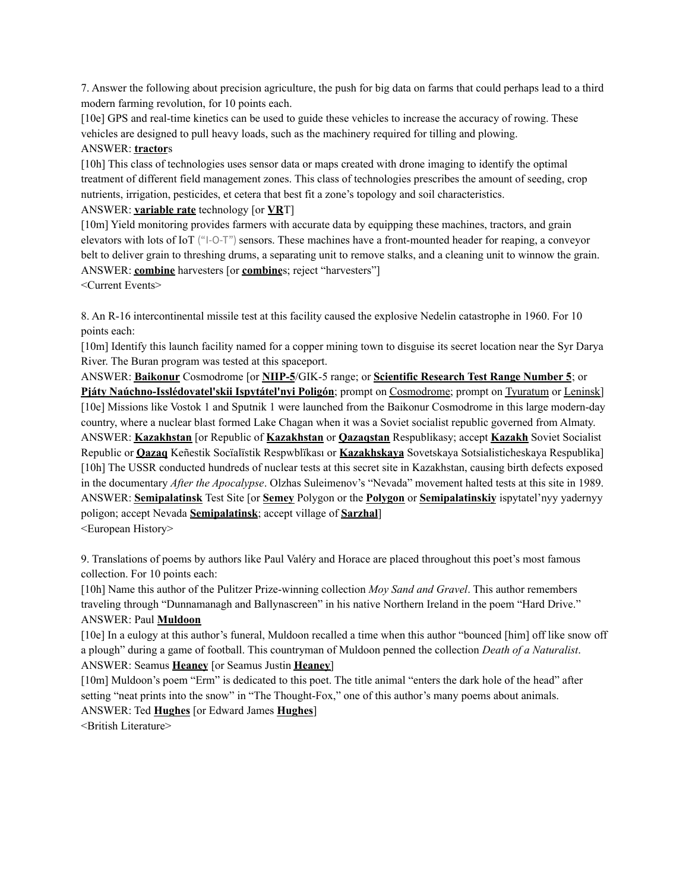7. Answer the following about precision agriculture, the push for big data on farms that could perhaps lead to a third modern farming revolution, for 10 points each.

[10e] GPS and real-time kinetics can be used to guide these vehicles to increase the accuracy of rowing. These vehicles are designed to pull heavy loads, such as the machinery required for tilling and plowing.

ANSWER: **<u>tractor</u>**s

[10h] This class of technologies uses sensor data or maps created with drone imaging to identify the optimal treatment of different field management zones. This class of technologies prescribes the amount of seeding, crop nutrients, irrigation, pesticides, et cetera that best fit a zone's topology and soil characteristics.

ANSWER: **<u>variable rate</u>** technology [or **<u>VR</u>**T]

[10m] Yield monitoring provides farmers with accurate data by equipping these machines, tractors, and grain elevators with lots of IoT ("I-O-T") sensors. These machines have a front-mounted header for reaping, a conveyor belt to deliver grain to threshing drums, a separating unit to remove stalks, and a cleaning unit to winnow the grain.

ANSWER: **<u>combine</u>** harvesters [or **<u>combine</u>**s; reject "harvesters"]

<Current Events>

8. An R-16 intercontinental missile test at this facility caused the explosive Nedelin catastrophe in 1960. For 10 points each:

[10m] Identify this launch facility named for a copper mining town to disguise its secret location near the Syr Darya River. The Buran program was tested at this spaceport.

ANSWER: **<u>Baikonur</u>** Cosmodrome [or **<u>NIIP-5</u>**/GIK-5 range; or **<u>Scientific Research Test Range Number 5</u>**; or **<u>Pjáty Naúchno-Isslédovatel'skii Ispytátel'nyi Poligón</u>**; prompt on <u>Cosmodrome</u>; prompt on <u>Tyuratum</u> or <u>Leninsk</u>]

[10e] Missions like Vostok 1 and Sputnik 1 were launched from the Baikonur Cosmodrome in this large modern-day country, where a nuclear blast formed Lake Chagan when it was a Soviet socialist republic governed from Almaty.

ANSWER: **<u>Kazakhstan</u>** [or Republic of **<u>Kazakhstan</u>** or **<u>Qazaqstan</u>** Respublikasy; accept **<u>Kazakh</u>** Soviet Socialist Republic or **<u>Qazaq</u>** Keñestik Socïalïstik Respwblïkası or **<u>Kazakhskaya</u>** Sovetskaya Sotsialisticheskaya Respublika]

[10h] The USSR conducted hundreds of nuclear tests at this secret site in Kazakhstan, causing birth defects exposed in the documentary *After the Apocalypse*. Olzhas Suleimenov's "Nevada" movement halted tests at this site in 1989.

ANSWER: **<u>Semipalatinsk</u>** Test Site [or **<u>Semey</u>** Polygon or the **<u>Polygon</u>** or **<u>Semipalatinskiy</u>** ispytatel'nyy yadernyy poligon; accept Nevada **<u>Semipalatinsk</u>**; accept village of **<u>Sarzhal</u>**]

<European History>

9. Translations of poems by authors like Paul Valéry and Horace are placed throughout this poet's most famous collection. For 10 points each:

[10h] Name this author of the Pulitzer Prize-winning collection *Moy Sand and Gravel*. This author remembers traveling through "Dunnamanagh and Ballynascreen" in his native Northern Ireland in the poem "Hard Drive."

ANSWER: Paul **<u>Muldoon</u>**

[10e] In a eulogy at this author's funeral, Muldoon recalled a time when this author "bounced [him] off like snow off a plough" during a game of football. This countryman of Muldoon penned the collection *Death of a Naturalist*.

ANSWER: Seamus **<u>Heaney</u>** [or Seamus Justin **<u>Heaney</u>**]

[10m] Muldoon's poem "Erm" is dedicated to this poet. The title animal "enters the dark hole of the head" after setting "neat prints into the snow" in "The Thought-Fox," one of this author's many poems about animals.

ANSWER: Ted **<u>Hughes</u>** [or Edward James **<u>Hughes</u>**]

<British Literature>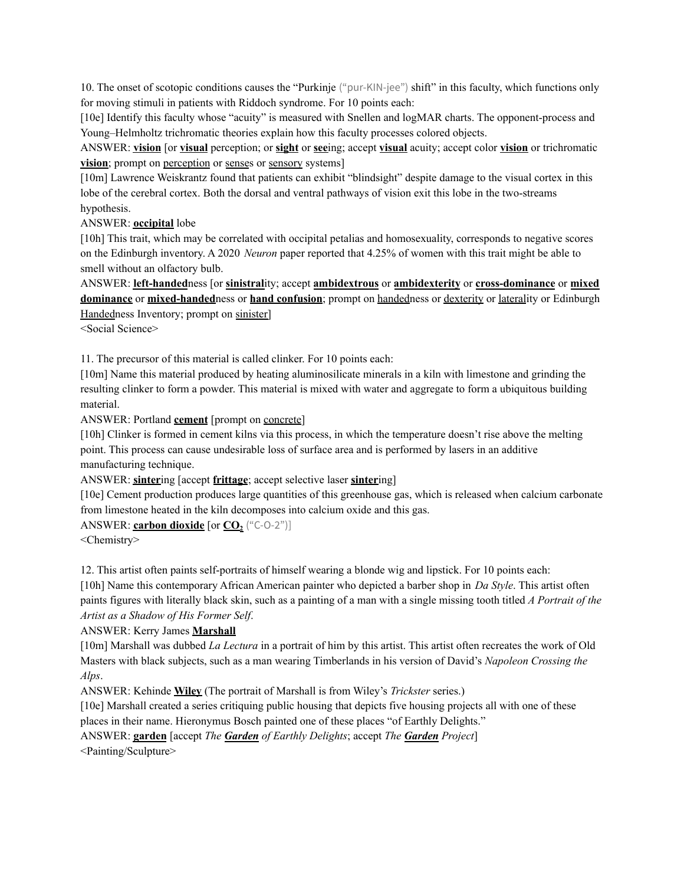10. The onset of scotopic conditions causes the "Purkinje ("pur-KIN-jee") shift" in this faculty, which functions only for moving stimuli in patients with Riddoch syndrome. For 10 points each:

[10e] Identify this faculty whose "acuity" is measured with Snellen and logMAR charts. The opponent-process and Young–Helmholtz trichromatic theories explain how this faculty processes colored objects.

ANSWER: **vision** [or **visual** perception; or **sight** or **see**ing; accept **visual** acuity; accept color **vision** or trichromatic **vision**; prompt on perception or senses or sensory systems]

[10m] Lawrence Weiskrantz found that patients can exhibit "blindsight" despite damage to the visual cortex in this lobe of the cerebral cortex. Both the dorsal and ventral pathways of vision exit this lobe in the two-streams hypothesis.

ANSWER: **occipital** lobe

[10h] This trait, which may be correlated with occipital petalias and homosexuality, corresponds to negative scores on the Edinburgh inventory. A 2020 *Neuron* paper reported that 4.25% of women with this trait might be able to smell without an olfactory bulb.

ANSWER: **left-handed**ness [or **sinistral**ity; accept **ambidextrous** or **ambidexterity** or **cross-dominance** or **mixed dominance** or **mixed-handed**ness or **hand confusion**; prompt on handedness or dexterity or laterality or Edinburgh Handedness Inventory; prompt on sinister]

<Social Science>

11. The precursor of this material is called clinker. For 10 points each:

[10m] Name this material produced by heating aluminosilicate minerals in a kiln with limestone and grinding the resulting clinker to form a powder. This material is mixed with water and aggregate to form a ubiquitous building material.

ANSWER: Portland **cement** [prompt on concrete]

[10h] Clinker is formed in cement kilns via this process, in which the temperature doesn't rise above the melting point. This process can cause undesirable loss of surface area and is performed by lasers in an additive manufacturing technique.

ANSWER: **sinter**ing [accept **frittage**; accept selective laser **sinter**ing]

[10e] Cement production produces large quantities of this greenhouse gas, which is released when calcium carbonate from limestone heated in the kiln decomposes into calcium oxide and this gas.

ANSWER: **carbon dioxide** [or **$CO_2$** ("C-O-2")]

<Chemistry>

12. This artist often paints self-portraits of himself wearing a blonde wig and lipstick. For 10 points each:

[10h] Name this contemporary African American painter who depicted a barber shop in *Da Style*. This artist often paints figures with literally black skin, such as a painting of a man with a single missing tooth titled *A Portrait of the Artist as a Shadow of His Former Self*.

ANSWER: Kerry James **Marshall**

[10m] Marshall was dubbed *La Lectura* in a portrait of him by this artist. This artist often recreates the work of Old Masters with black subjects, such as a man wearing Timberlands in his version of David's *Napoleon Crossing the Alps*.

ANSWER: Kehinde **Wiley** (The portrait of Marshall is from Wiley's *Trickster* series.)

[10e] Marshall created a series critiquing public housing that depicts five housing projects all with one of these places in their name. Hieronymus Bosch painted one of these places "of Earthly Delights."

ANSWER: **garden** [accept *The **Garden** of Earthly Delights*; accept *The **Garden** Project*]

<Painting/Sculpture>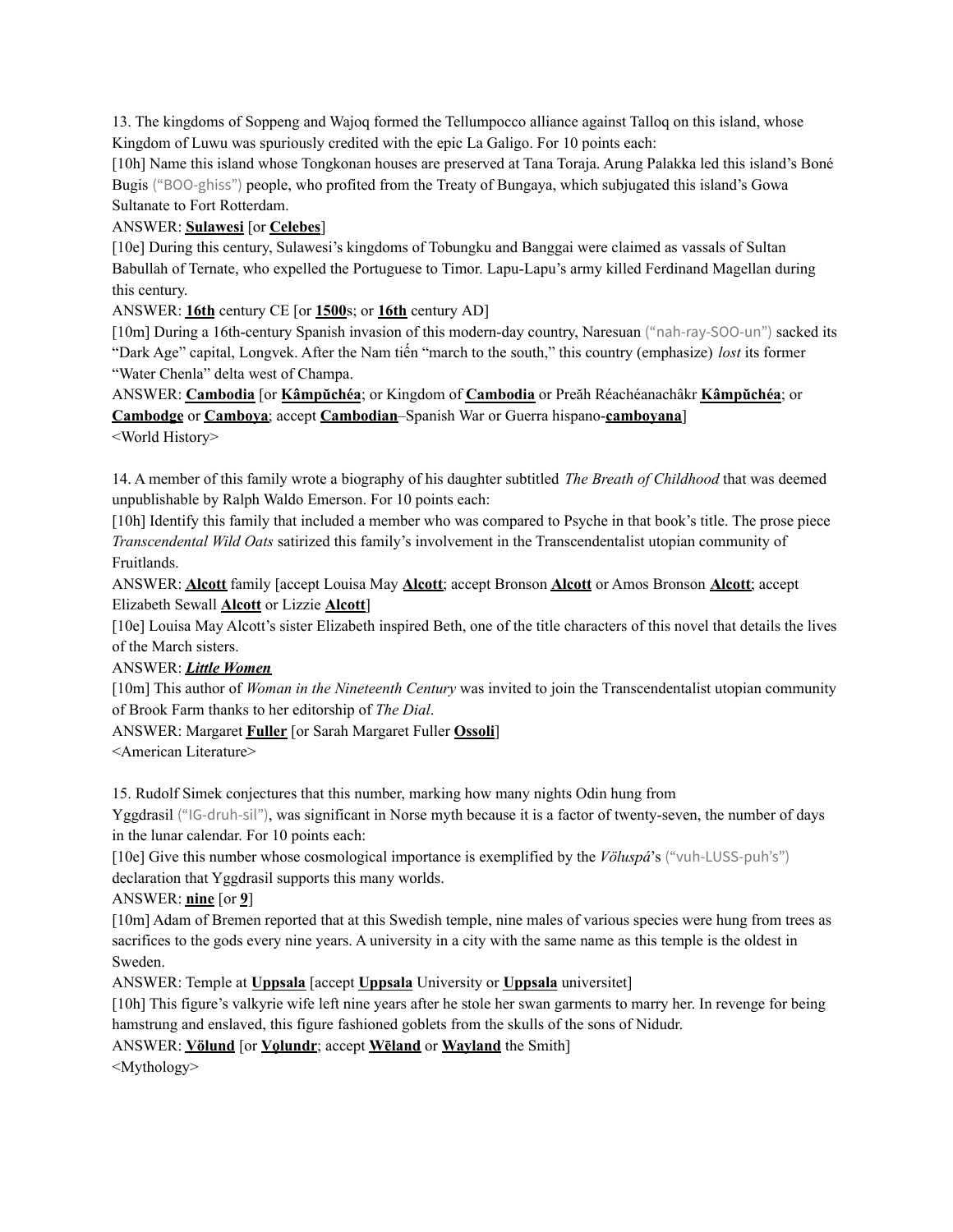13. The kingdoms of Soppeng and Wajoq formed the Tellumpocco alliance against Talloq on this island, whose Kingdom of Luwu was spuriously credited with the epic La Galigo. For 10 points each:

[10h] Name this island whose Tongkonan houses are preserved at Tana Toraja. Arung Palakka led this island's Boné Bugis ("BOO-ghiss") people, who profited from the Treaty of Bungaya, which subjugated this island's Gowa Sultanate to Fort Rotterdam.

ANSWER: **Sulawesi** [or **Celebes**]

[10e] During this century, Sulawesi's kingdoms of Tobungku and Banggai were claimed as vassals of Sultan Babullah of Ternate, who expelled the Portuguese to Timor. Lapu-Lapu's army killed Ferdinand Magellan during this century.

ANSWER: **16th** century CE [or **1500**s; or **16th** century AD]

[10m] During a 16th-century Spanish invasion of this modern-day country, Naresuan ("nah-ray-SOO-un") sacked its "Dark Age" capital, Longvek. After the Nam tiến "march to the south," this country (emphasize) *lost* its former "Water Chenla" delta west of Champa.

ANSWER: **Cambodia** [or **Kâmpŭchéa**; or Kingdom of **Cambodia** or Preăh Réachéanachâkr **Kâmpŭchéa**; or **Cambodge** or **Camboya**; accept **Cambodian**–Spanish War or Guerra hispano-**camboyana**]

<World History>

14. A member of this family wrote a biography of his daughter subtitled *The Breath of Childhood* that was deemed unpublishable by Ralph Waldo Emerson. For 10 points each:

[10h] Identify this family that included a member who was compared to Psyche in that book's title. The prose piece *Transcendental Wild Oats* satirized this family's involvement in the Transcendentalist utopian community of Fruitlands.

ANSWER: **Alcott** family [accept Louisa May **Alcott**; accept Bronson **Alcott** or Amos Bronson **Alcott**; accept Elizabeth Sewall **Alcott** or Lizzie **Alcott**]

[10e] Louisa May Alcott's sister Elizabeth inspired Beth, one of the title characters of this novel that details the lives of the March sisters.

ANSWER: ***Little Women***

[10m] This author of *Woman in the Nineteenth Century* was invited to join the Transcendentalist utopian community of Brook Farm thanks to her editorship of *The Dial*.

ANSWER: Margaret **Fuller** [or Sarah Margaret Fuller **Ossoli**]

<American Literature>

15. Rudolf Simek conjectures that this number, marking how many nights Odin hung from Yggdrasil ("IG-druh-sil"), was significant in Norse myth because it is a factor of twenty-seven, the number of days in the lunar calendar. For 10 points each:

[10e] Give this number whose cosmological importance is exemplified by the *Völuspá*'s ("vuh-LUSS-puh's") declaration that Yggdrasil supports this many worlds.

ANSWER: **nine** [or **9**]

[10m] Adam of Bremen reported that at this Swedish temple, nine males of various species were hung from trees as sacrifices to the gods every nine years. A university in a city with the same name as this temple is the oldest in Sweden.

ANSWER: Temple at **Uppsala** [accept **Uppsala** University or **Uppsala** universitet]

[10h] This figure's valkyrie wife left nine years after he stole her swan garments to marry her. In revenge for being hamstrung and enslaved, this figure fashioned goblets from the skulls of the sons of Nidudr.

ANSWER: **Völund** [or **Vǫlundr**; accept **Wēland** or **Wayland** the Smith]

<Mythology>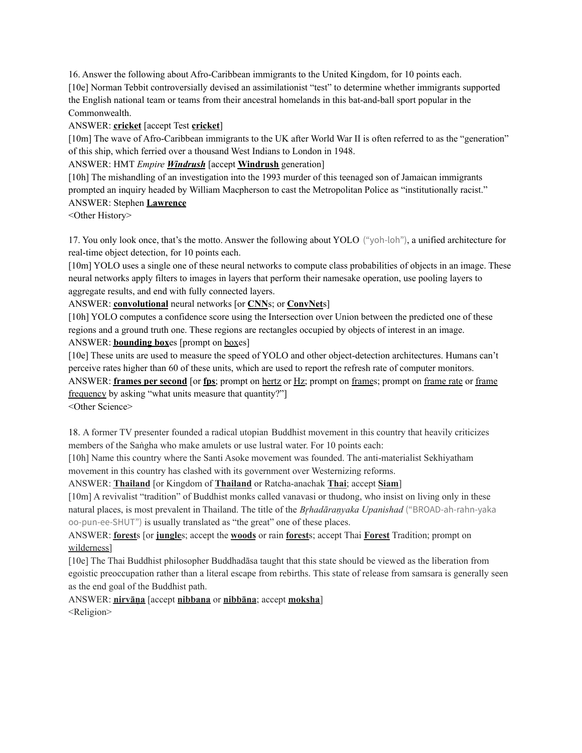16. Answer the following about Afro-Caribbean immigrants to the United Kingdom, for 10 points each.

[10e] Norman Tebbit controversially devised an assimilationist "test" to determine whether immigrants supported the English national team or teams from their ancestral homelands in this bat-and-ball sport popular in the Commonwealth.

ANSWER: **cricket** [accept Test **cricket**]

[10m] The wave of Afro-Caribbean immigrants to the UK after World War II is often referred to as the "generation" of this ship, which ferried over a thousand West Indians to London in 1948.

ANSWER: HMT *Empire **Windrush*** [accept **Windrush** generation]

[10h] The mishandling of an investigation into the 1993 murder of this teenaged son of Jamaican immigrants prompted an inquiry headed by William Macpherson to cast the Metropolitan Police as "institutionally racist."

ANSWER: Stephen **Lawrence**

<Other History>

17. You only look once, that's the motto. Answer the following about YOLO ("yoh-loh"), a unified architecture for real-time object detection, for 10 points each.

[10m] YOLO uses a single one of these neural networks to compute class probabilities of objects in an image. These neural networks apply filters to images in layers that perform their namesake operation, use pooling layers to aggregate results, and end with fully connected layers.

ANSWER: **convolutional** neural networks [or **CNN**s; or **ConvNet**s]

[10h] YOLO computes a confidence score using the Intersection over Union between the predicted one of these regions and a ground truth one. These regions are rectangles occupied by objects of interest in an image.

ANSWER: **bounding box**es [prompt on boxes]

[10e] These units are used to measure the speed of YOLO and other object-detection architectures. Humans can't perceive rates higher than 60 of these units, which are used to report the refresh rate of computer monitors.

ANSWER: **frames per second** [or **fps**; prompt on hertz or Hz; prompt on frames; prompt on frame rate or frame frequency by asking "what units measure that quantity?"]

<Other Science>

18. A former TV presenter founded a radical utopian Buddhist movement in this country that heavily criticizes members of the Saṅgha who make amulets or use lustral water. For 10 points each:

[10h] Name this country where the Santi Asoke movement was founded. The anti-materialist Sekhiyatham movement in this country has clashed with its government over Westernizing reforms.

ANSWER: **Thailand** [or Kingdom of **Thailand** or Ratcha-anachak **Thai**; accept **Siam**]

[10m] A revivalist "tradition" of Buddhist monks called vanavasi or thudong, who insist on living only in these natural places, is most prevalent in Thailand. The title of the *Bṛhadāraṇyaka Upanishad* ("BROAD-ah-rahn-yaka oo-pun-ee-SHUT") is usually translated as "the great" one of these places.

ANSWER: **forest**s [or **jungle**s; accept the **woods** or rain **forest**s; accept Thai **Forest** Tradition; prompt on wilderness]

[10e] The Thai Buddhist philosopher Buddhadāsa taught that this state should be viewed as the liberation from egoistic preoccupation rather than a literal escape from rebirths. This state of release from samsara is generally seen as the end goal of the Buddhist path.

ANSWER: **nirvāṇa** [accept **nibbana** or **nibbāna**; accept **moksha**]

<Religion>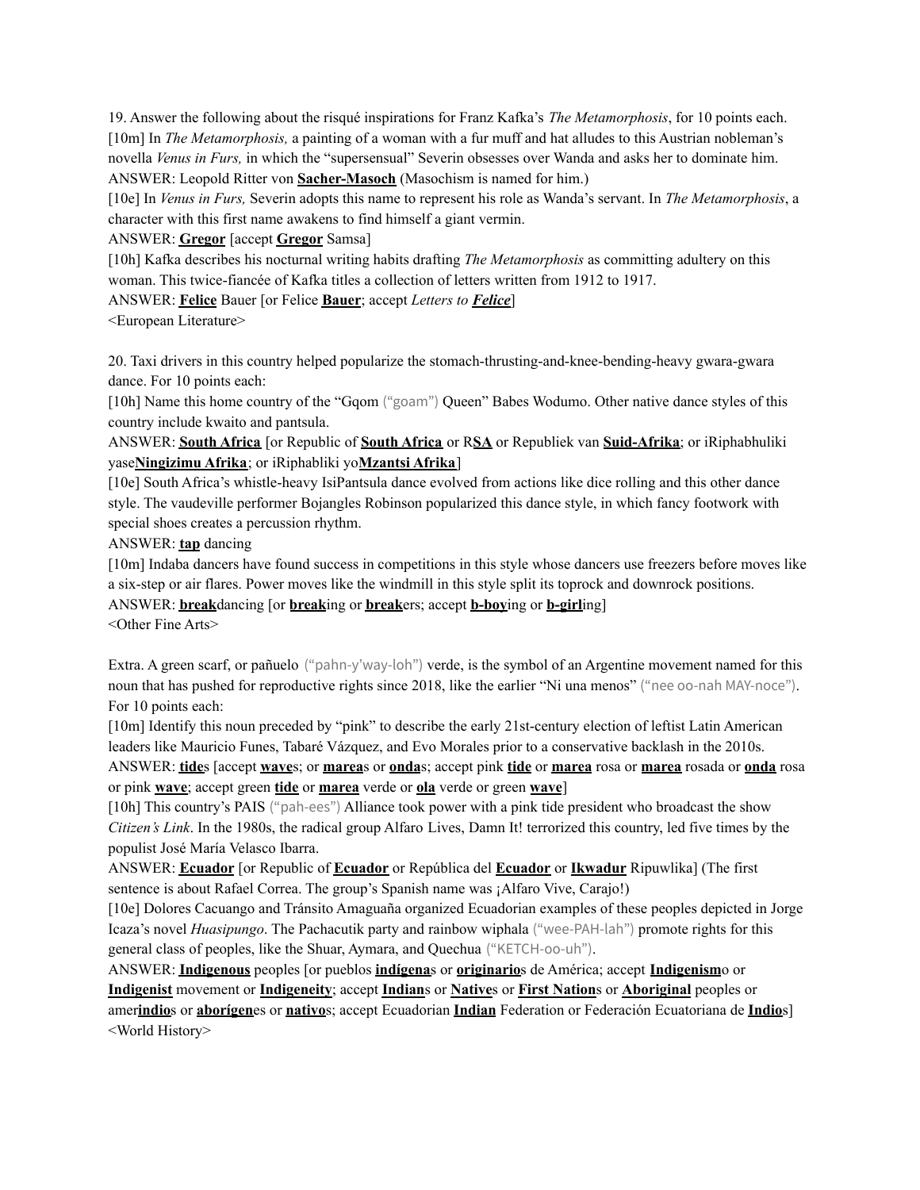19. Answer the following about the risqué inspirations for Franz Kafka's *The Metamorphosis*, for 10 points each.

[10m] In *The Metamorphosis,* a painting of a woman with a fur muff and hat alludes to this Austrian nobleman's novella *Venus in Furs,* in which the "supersensual" Severin obsesses over Wanda and asks her to dominate him.

ANSWER: Leopold Ritter von **Sacher-Masoch** (Masochism is named for him.)

[10e] In *Venus in Furs,* Severin adopts this name to represent his role as Wanda's servant. In *The Metamorphosis*, a character with this first name awakens to find himself a giant vermin.

ANSWER: **Gregor** [accept **Gregor** Samsa]

[10h] Kafka describes his nocturnal writing habits drafting *The Metamorphosis* as committing adultery on this woman. This twice-fiancée of Kafka titles a collection of letters written from 1912 to 1917.

ANSWER: **Felice** Bauer [or Felice **Bauer**; accept *Letters to **Felice***]

<European Literature>

20. Taxi drivers in this country helped popularize the stomach-thrusting-and-knee-bending-heavy gwara-gwara dance. For 10 points each:

[10h] Name this home country of the "Gqom ("goam") Queen" Babes Wodumo. Other native dance styles of this country include kwaito and pantsula.

ANSWER: **South Africa** [or Republic of **South Africa** or R**SA** or Republiek van **Suid-Afrika**; or iRiphabhuliki yase**Ningizimu Afrika**; or iRiphabliki yo**Mzantsi Afrika**]

[10e] South Africa's whistle-heavy IsiPantsula dance evolved from actions like dice rolling and this other dance style. The vaudeville performer Bojangles Robinson popularized this dance style, in which fancy footwork with special shoes creates a percussion rhythm.

ANSWER: **tap** dancing

[10m] Indaba dancers have found success in competitions in this style whose dancers use freezers before moves like a six-step or air flares. Power moves like the windmill in this style split its toprock and downrock positions.

ANSWER: **break**dancing [or **break**ing or **break**ers; accept **b-boy**ing or **b-girl**ing]

<Other Fine Arts>

Extra. A green scarf, or pañuelo ("pahn-y'way-loh") verde, is the symbol of an Argentine movement named for this noun that has pushed for reproductive rights since 2018, like the earlier "Ni una menos" ("nee oo-nah MAY-noce"). For 10 points each:

[10m] Identify this noun preceded by "pink" to describe the early 21st-century election of leftist Latin American leaders like Mauricio Funes, Tabaré Vázquez, and Evo Morales prior to a conservative backlash in the 2010s.

ANSWER: **tide**s [accept **wave**s; or **marea**s or **onda**s; accept pink **tide** or **marea** rosa or **marea** rosada or **onda** rosa or pink **wave**; accept green **tide** or **marea** verde or **ola** verde or green **wave**]

[10h] This country's PAIS ("pah-ees") Alliance took power with a pink tide president who broadcast the show *Citizen's Link*. In the 1980s, the radical group Alfaro Lives, Damn It! terrorized this country, led five times by the populist José María Velasco Ibarra.

ANSWER: **Ecuador** [or Republic of **Ecuador** or República del **Ecuador** or **Ikwadur** Ripuwlika] (The first sentence is about Rafael Correa. The group's Spanish name was ¡Alfaro Vive, Carajo!)

[10e] Dolores Cacuango and Tránsito Amaguaña organized Ecuadorian examples of these peoples depicted in Jorge Icaza's novel *Huasipungo*. The Pachacutik party and rainbow wiphala ("wee-PAH-lah") promote rights for this general class of peoples, like the Shuar, Aymara, and Quechua ("KETCH-oo-uh").

ANSWER: **Indigenous** peoples [or pueblos **indígena**s or **originario**s de América; accept **Indigenism**o or **Indigenist** movement or **Indigeneity**; accept **Indian**s or **Native**s or **First Nation**s or **Aboriginal** peoples or amer**indio**s or **aborígen**es or **nativo**s; accept Ecuadorian **Indian** Federation or Federación Ecuatoriana de **Indio**s]

<World History>